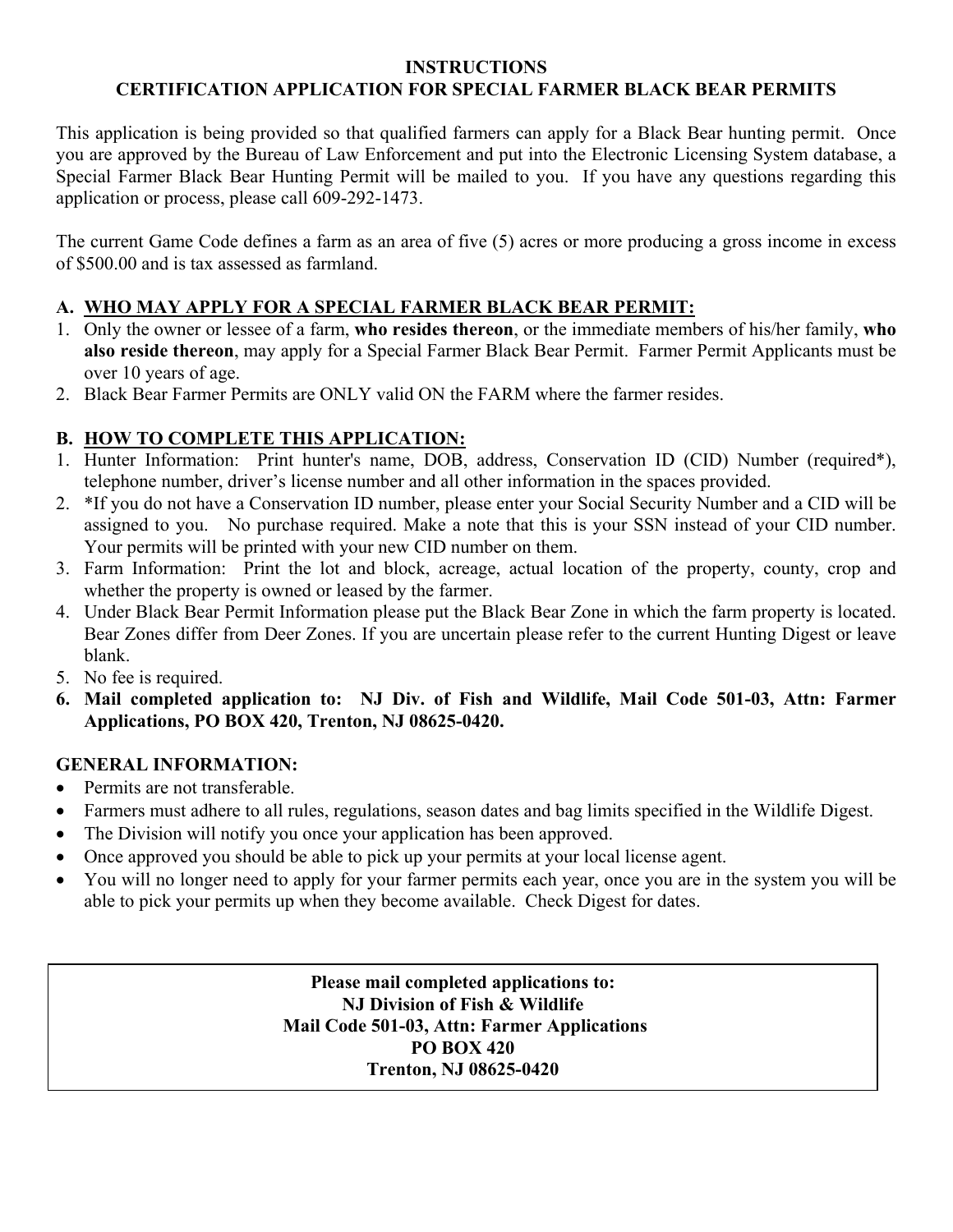# INSTRUCTIONS
# CERTIFICATION APPLICATION FOR SPECIAL FARMER BLACK BEAR PERMITS

This application is being provided so that qualified farmers can apply for a Black Bear hunting permit. Once you are approved by the Bureau of Law Enforcement and put into the Electronic Licensing System database, a Special Farmer Black Bear Hunting Permit will be mailed to you. If you have any questions regarding this application or process, please call 609-292-1473.

The current Game Code defines a farm as an area of five (5) acres or more producing a gross income in excess of $500.00 and is tax assessed as farmland.

## A. WHO MAY APPLY FOR A SPECIAL FARMER BLACK BEAR PERMIT:

1. Only the owner or lessee of a farm, **who resides thereon**, or the immediate members of his/her family, **who also reside thereon**, may apply for a Special Farmer Black Bear Permit. Farmer Permit Applicants must be over 10 years of age.
2. Black Bear Farmer Permits are ONLY valid ON the FARM where the farmer resides.

## B. HOW TO COMPLETE THIS APPLICATION:

1. Hunter Information: Print hunter's name, DOB, address, Conservation ID (CID) Number (required*), telephone number, driver's license number and all other information in the spaces provided.
2. *If you do not have a Conservation ID number, please enter your Social Security Number and a CID will be assigned to you. No purchase required. Make a note that this is your SSN instead of your CID number. Your permits will be printed with your new CID number on them.
3. Farm Information: Print the lot and block, acreage, actual location of the property, county, crop and whether the property is owned or leased by the farmer.
4. Under Black Bear Permit Information please put the Black Bear Zone in which the farm property is located. Bear Zones differ from Deer Zones. If you are uncertain please refer to the current Hunting Digest or leave blank.
5. No fee is required.
6. **Mail completed application to: NJ Div. of Fish and Wildlife, Mail Code 501-03, Attn: Farmer Applications, PO BOX 420, Trenton, NJ 08625-0420.**

## GENERAL INFORMATION:

- Permits are not transferable.
- Farmers must adhere to all rules, regulations, season dates and bag limits specified in the Wildlife Digest.
- The Division will notify you once your application has been approved.
- Once approved you should be able to pick up your permits at your local license agent.
- You will no longer need to apply for your farmer permits each year, once you are in the system you will be able to pick your permits up when they become available. Check Digest for dates.

**Please mail completed applications to:**
**NJ Division of Fish & Wildlife**
**Mail Code 501-03, Attn: Farmer Applications**
**PO BOX 420**
**Trenton, NJ 08625-0420**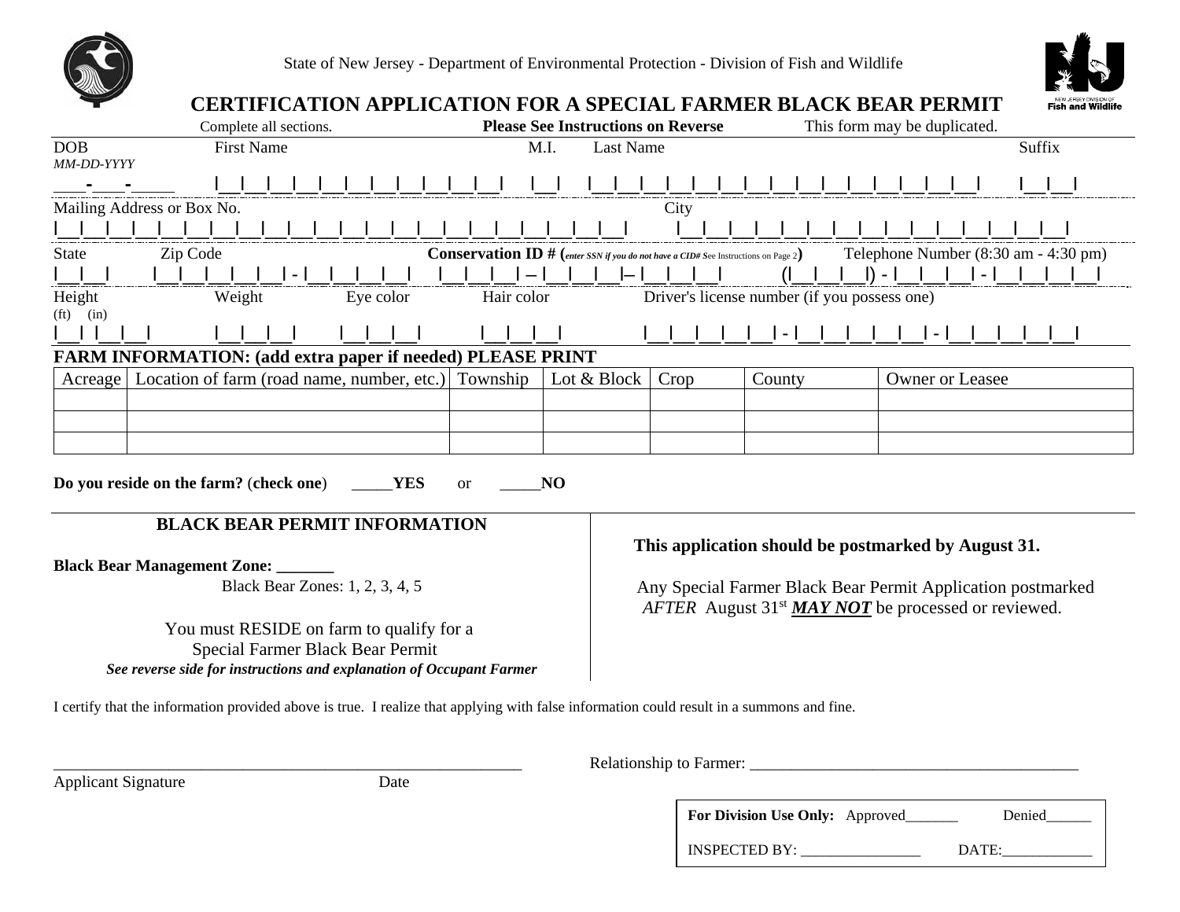State of New Jersey - Department of Environmental Protection - Division of Fish and Wildlife

# CERTIFICATION APPLICATION FOR A SPECIAL FARMER BLACK BEAR PERMIT

Complete all sections. **Please See Instructions on Reverse** This form may be duplicated.

DOB *MM-DD-YYYY* ____-____-_____ First Name |__|__|__|__|__|__|__|__|__|__|__|__| M.I. |__| Last Name |__|__|__|__|__|__|__|__|__|__|__|__|__|__|__|__| Suffix |__|__|

Mailing Address or Box No. |__|__|__|__|__|__|__|__|__|__|__|__|__|__|__|__|__|__|__|__|__|__|__|__| City |__|__|__|__|__|__|__|__|__|__|__|__|__|__|__|__|

State |__|__| Zip Code |__|__|__|__|__| - |__|__|__|__| **Conservation ID # (*enter SSN if you do not have a CID# S*ee Instructions on Page 2)** |__|__|__| – |__|__|__|– |__|__|__|__| Telephone Number (8:30 am - 4:30 pm) (|__|__|__|) - |__|__|__| - |__|__|__|__|

Height (ft) (in) |__| |__|__| Weight |__|__|__| Eye color |__|__|__| Hair color |__|__|__| Driver's license number (if you possess one) |__|__|__|__|__| - |__|__|__|__|__| - |__|__|__|__|__|

**FARM INFORMATION: (add extra paper if needed) PLEASE PRINT**

| Acreage | Location of farm (road name, number, etc.) | Township | Lot & Block | Crop | County | Owner or Leasee |
|---|---|---|---|---|---|---|
| | | | | | | |
| | | | | | | |
| | | | | | | |

**Do you reside on the farm?** (**check one**) _____**YES** or _____**NO**

## BLACK BEAR PERMIT INFORMATION

**Black Bear Management Zone: _______**

Black Bear Zones: 1, 2, 3, 4, 5

You must RESIDE on farm to qualify for a Special Farmer Black Bear Permit

***See reverse side for instructions and explanation of Occupant Farmer***

**This application should be postmarked by August 31.**

Any Special Farmer Black Bear Permit Application postmarked *AFTER* August 31st ***MAY NOT*** be processed or reviewed.

I certify that the information provided above is true. I realize that applying with false information could result in a summons and fine.

_______________________________________________

Applicant Signature Date

Relationship to Farmer: ________________________________________

**For Division Use Only:** Approved_______ Denied______

INSPECTED BY: ________________ DATE:____________